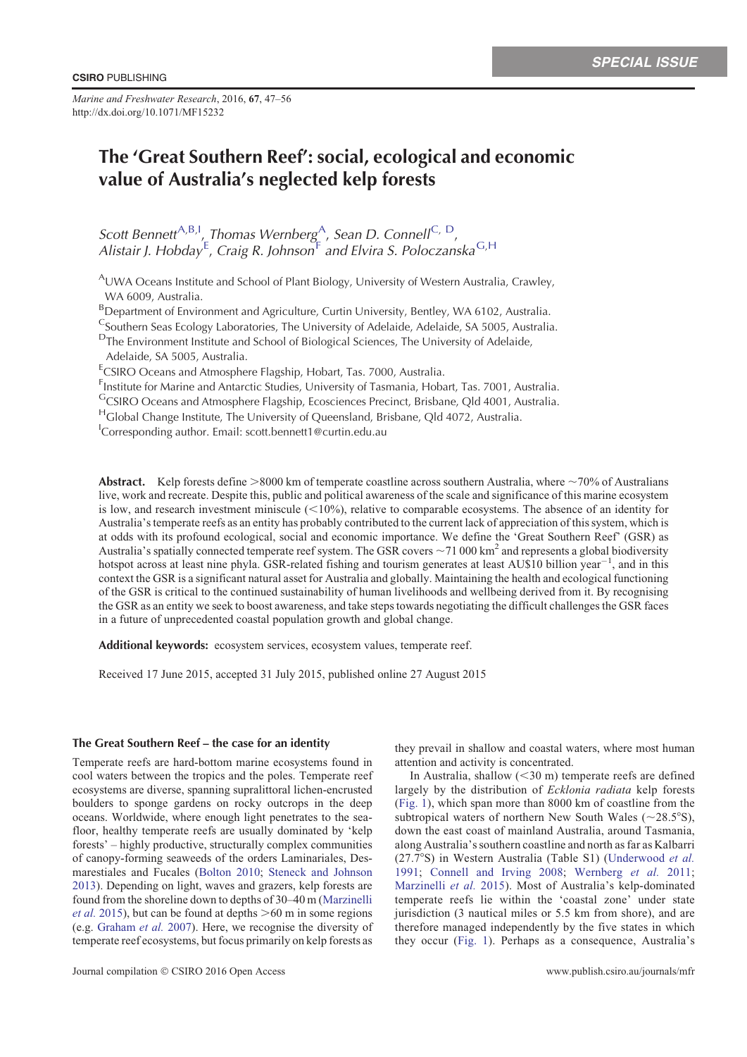# The 'Great Southern Reef': social, ecological and economic value of Australia's neglected kelp forests

*Scott Bennett*[A,B,I], *Thomas Wernberg*[A], *Sean D. Connell*[C,D], *Alistair J. Hobday*[E], *Craig R. Johnson*[F] and *Elvira S. Poloczanska*[G,H]

[A]UWA Oceans Institute and School of Plant Biology, University of Western Australia, Crawley, WA 6009, Australia.

[B]Department of Environment and Agriculture, Curtin University, Bentley, WA 6102, Australia.

[C]Southern Seas Ecology Laboratories, The University of Adelaide, Adelaide, SA 5005, Australia.

[D]The Environment Institute and School of Biological Sciences, The University of Adelaide, Adelaide, SA 5005, Australia.

[E]CSIRO Oceans and Atmosphere Flagship, Hobart, Tas. 7000, Australia.

[F]Institute for Marine and Antarctic Studies, University of Tasmania, Hobart, Tas. 7001, Australia.

[G]CSIRO Oceans and Atmosphere Flagship, Ecosciences Precinct, Brisbane, Qld 4001, Australia.

[H]Global Change Institute, The University of Queensland, Brisbane, Qld 4072, Australia.

[I]Corresponding author. Email: scott.bennett1@curtin.edu.au

**Abstract.** Kelp forests define >8000 km of temperate coastline across southern Australia, where ~70% of Australians live, work and recreate. Despite this, public and political awareness of the scale and significance of this marine ecosystem is low, and research investment miniscule (<10%), relative to comparable ecosystems. The absence of an identity for Australia's temperate reefs as an entity has probably contributed to the current lack of appreciation of this system, which is at odds with its profound ecological, social and economic importance. We define the 'Great Southern Reef' (GSR) as Australia's spatially connected temperate reef system. The GSR covers ~71 000 km$^2$ and represents a global biodiversity hotspot across at least nine phyla. GSR-related fishing and tourism generates at least AU$10 billion year$^{-1}$, and in this context the GSR is a significant natural asset for Australia and globally. Maintaining the health and ecological functioning of the GSR is critical to the continued sustainability of human livelihoods and wellbeing derived from it. By recognising the GSR as an entity we seek to boost awareness, and take steps towards negotiating the difficult challenges the GSR faces in a future of unprecedented coastal population growth and global change.

**Additional keywords:** ecosystem services, ecosystem values, temperate reef.

Received 17 June 2015, accepted 31 July 2015, published online 27 August 2015

## The Great Southern Reef – the case for an identity

Temperate reefs are hard-bottom marine ecosystems found in cool waters between the tropics and the poles. Temperate reef ecosystems are diverse, spanning supralittoral lichen-encrusted boulders to sponge gardens on rocky outcrops in the deep oceans. Worldwide, where enough light penetrates to the seafloor, healthy temperate reefs are usually dominated by 'kelp forests' – highly productive, structurally complex communities of canopy-forming seaweeds of the orders Laminariales, Desmarestiales and Fucales (Bolton 2010; Steneck and Johnson 2013). Depending on light, waves and grazers, kelp forests are found from the shoreline down to depths of 30–40 m (Marzinelli *et al.* 2015), but can be found at depths >60 m in some regions (e.g. Graham *et al.* 2007). Here, we recognise the diversity of temperate reef ecosystems, but focus primarily on kelp forests as they prevail in shallow and coastal waters, where most human attention and activity is concentrated.

In Australia, shallow (<30 m) temperate reefs are defined largely by the distribution of *Ecklonia radiata* kelp forests (Fig. 1), which span more than 8000 km of coastline from the subtropical waters of northern New South Wales (~28.5°S), down the east coast of mainland Australia, around Tasmania, along Australia's southern coastline and north as far as Kalbarri (27.7°S) in Western Australia (Table S1) (Underwood *et al.* 1991; Connell and Irving 2008; Wernberg *et al.* 2011; Marzinelli *et al.* 2015). Most of Australia's kelp-dominated temperate reefs lie within the 'coastal zone' under state jurisdiction (3 nautical miles or 5.5 km from shore), and are therefore managed independently by the five states in which they occur (Fig. 1). Perhaps as a consequence, Australia's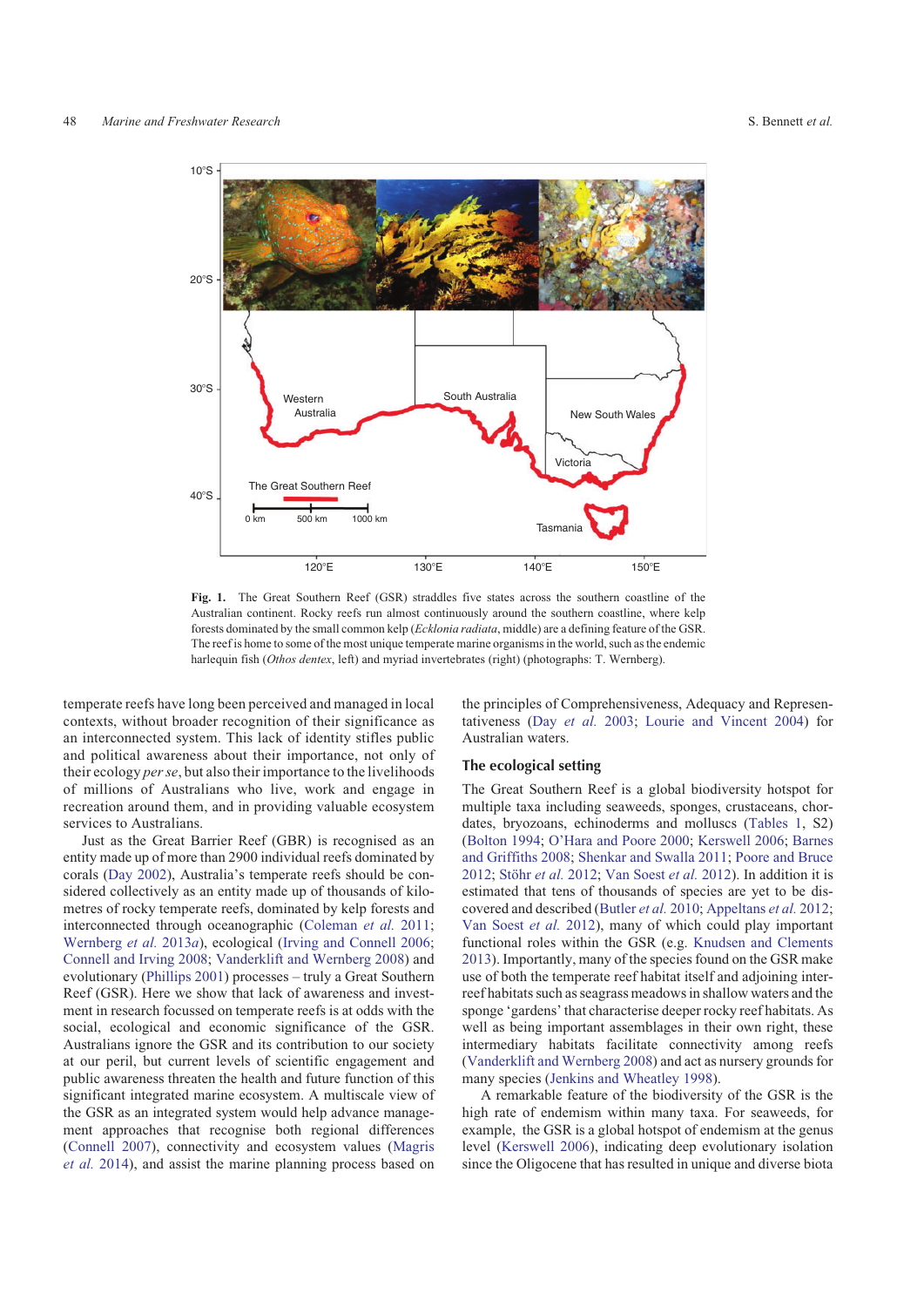**Fig. 1.** The Great Southern Reef (GSR) straddles five states across the southern coastline of the Australian continent. Rocky reefs run almost continuously around the southern coastline, where kelp forests dominated by the small common kelp (*Ecklonia radiata*, middle) are a defining feature of the GSR. The reef is home to some of the most unique temperate marine organisms in the world, such as the endemic harlequin fish (*Othos dentex*, left) and myriad invertebrates (right) (photographs: T. Wernberg).

temperate reefs have long been perceived and managed in local contexts, without broader recognition of their significance as an interconnected system. This lack of identity stifles public and political awareness about their importance, not only of their ecology *per se*, but also their importance to the livelihoods of millions of Australians who live, work and engage in recreation around them, and in providing valuable ecosystem services to Australians.

Just as the Great Barrier Reef (GBR) is recognised as an entity made up of more than 2900 individual reefs dominated by corals (Day 2002), Australia's temperate reefs should be considered collectively as an entity made up of thousands of kilometres of rocky temperate reefs, dominated by kelp forests and interconnected through oceanographic (Coleman *et al.* 2011; Wernberg *et al.* 2013*a*), ecological (Irving and Connell 2006; Connell and Irving 2008; Vanderklift and Wernberg 2008) and evolutionary (Phillips 2001) processes – truly a Great Southern Reef (GSR). Here we show that lack of awareness and investment in research focussed on temperate reefs is at odds with the social, ecological and economic significance of the GSR. Australians ignore the GSR and its contribution to our society at our peril, but current levels of scientific engagement and public awareness threaten the health and future function of this significant integrated marine ecosystem. A multiscale view of the GSR as an integrated system would help advance management approaches that recognise both regional differences (Connell 2007), connectivity and ecosystem values (Magris *et al.* 2014), and assist the marine planning process based on the principles of Comprehensiveness, Adequacy and Representativeness (Day *et al.* 2003; Lourie and Vincent 2004) for Australian waters.

## The ecological setting

The Great Southern Reef is a global biodiversity hotspot for multiple taxa including seaweeds, sponges, crustaceans, chordates, bryozoans, echinoderms and molluscs (Tables 1, S2) (Bolton 1994; O'Hara and Poore 2000; Kerswell 2006; Barnes and Griffiths 2008; Shenkar and Swalla 2011; Poore and Bruce 2012; Stöhr *et al.* 2012; Van Soest *et al.* 2012). In addition it is estimated that tens of thousands of species are yet to be discovered and described (Butler *et al.* 2010; Appeltans *et al.* 2012; Van Soest *et al.* 2012), many of which could play important functional roles within the GSR (e.g. Knudsen and Clements 2013). Importantly, many of the species found on the GSR make use of both the temperate reef habitat itself and adjoining inter-reef habitats such as seagrass meadows in shallow waters and the sponge 'gardens' that characterise deeper rocky reef habitats. As well as being important assemblages in their own right, these intermediary habitats facilitate connectivity among reefs (Vanderklift and Wernberg 2008) and act as nursery grounds for many species (Jenkins and Wheatley 1998).

A remarkable feature of the biodiversity of the GSR is the high rate of endemism within many taxa. For seaweeds, for example, the GSR is a global hotspot of endemism at the genus level (Kerswell 2006), indicating deep evolutionary isolation since the Oligocene that has resulted in unique and diverse biota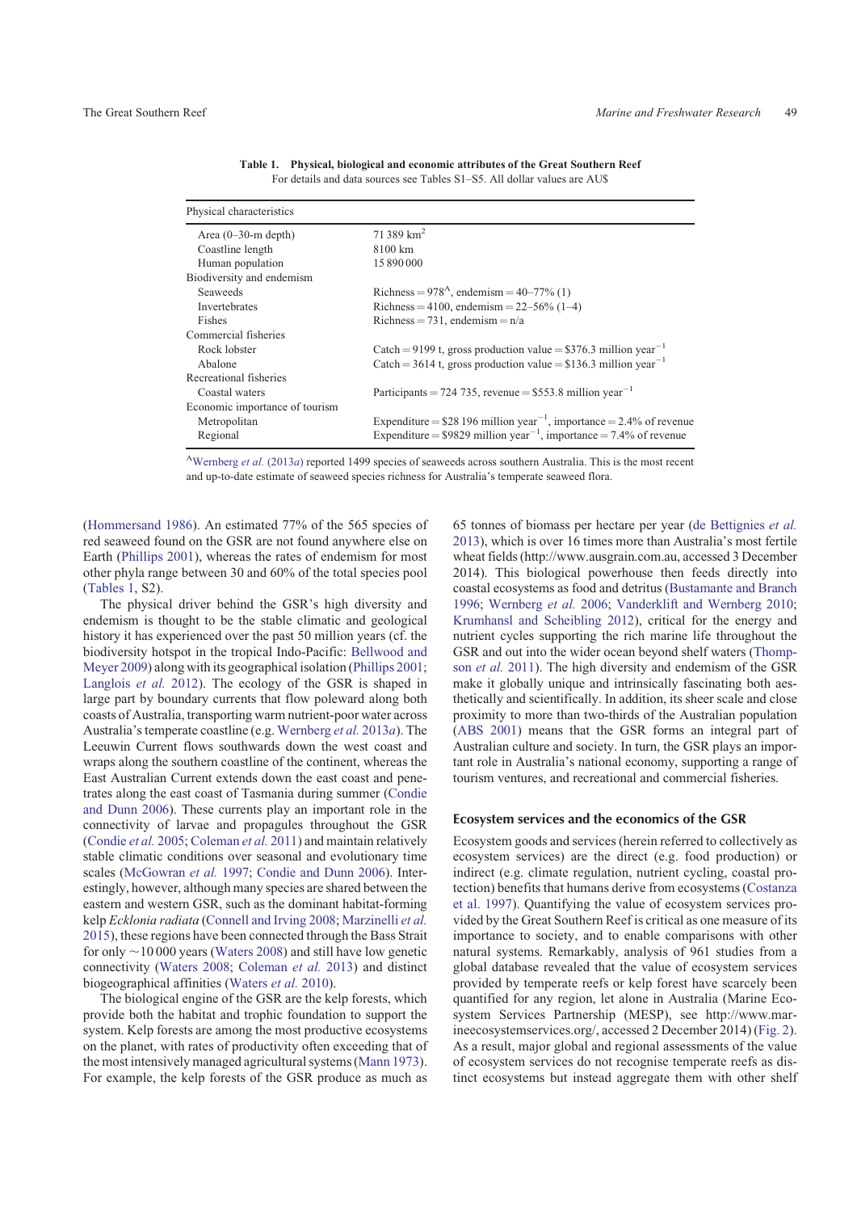**Table 1. Physical, biological and economic attributes of the Great Southern Reef**
For details and data sources see Tables S1–S5. All dollar values are AU$

| Physical characteristics | |
|---|---|
| Area (0–30-m depth) | 71 389 km$^2$ |
| Coastline length | 8100 km |
| Human population | 15 890 000 |
| Biodiversity and endemism | |
| Seaweeds | Richness = 978[A], endemism = 40–77% (1) |
| Invertebrates | Richness = 4100, endemism = 22–56% (1–4) |
| Fishes | Richness = 731, endemism = n/a |
| Commercial fisheries | |
| Rock lobster | Catch = 9199 t, gross production value = \$376.3 million year$^{-1}$ |
| Abalone | Catch = 3614 t, gross production value = \$136.3 million year$^{-1}$ |
| Recreational fisheries | |
| Coastal waters | Participants = 724 735, revenue = \$553.8 million year$^{-1}$ |
| Economic importance of tourism | |
| Metropolitan | Expenditure = \$28 196 million year$^{-1}$, importance = 2.4% of revenue |
| Regional | Expenditure = \$9829 million year$^{-1}$, importance = 7.4% of revenue |

[A]Wernberg *et al.* (2013*a*) reported 1499 species of seaweeds across southern Australia. This is the most recent and up-to-date estimate of seaweed species richness for Australia's temperate seaweed flora.

(Hommersand 1986). An estimated 77% of the 565 species of red seaweed found on the GSR are not found anywhere else on Earth (Phillips 2001), whereas the rates of endemism for most other phyla range between 30 and 60% of the total species pool (Tables 1, S2).

The physical driver behind the GSR's high diversity and endemism is thought to be the stable climatic and geological history it has experienced over the past 50 million years (cf. the biodiversity hotspot in the tropical Indo-Pacific: Bellwood and Meyer 2009) along with its geographical isolation (Phillips 2001; Langlois *et al.* 2012). The ecology of the GSR is shaped in large part by boundary currents that flow poleward along both coasts of Australia, transporting warm nutrient-poor water across Australia's temperate coastline (e.g. Wernberg *et al.* 2013*a*). The Leeuwin Current flows southwards down the west coast and wraps along the southern coastline of the continent, whereas the East Australian Current extends down the east coast and penetrates along the east coast of Tasmania during summer (Condie and Dunn 2006). These currents play an important role in the connectivity of larvae and propagules throughout the GSR (Condie *et al.* 2005; Coleman *et al.* 2011) and maintain relatively stable climatic conditions over seasonal and evolutionary time scales (McGowran *et al.* 1997; Condie and Dunn 2006). Interestingly, however, although many species are shared between the eastern and western GSR, such as the dominant habitat-forming kelp *Ecklonia radiata* (Connell and Irving 2008; Marzinelli *et al.* 2015), these regions have been connected through the Bass Strait for only ~10 000 years (Waters 2008) and still have low genetic connectivity (Waters 2008; Coleman *et al.* 2013) and distinct biogeographical affinities (Waters *et al.* 2010).

The biological engine of the GSR are the kelp forests, which provide both the habitat and trophic foundation to support the system. Kelp forests are among the most productive ecosystems on the planet, with rates of productivity often exceeding that of the most intensively managed agricultural systems (Mann 1973). For example, the kelp forests of the GSR produce as much as 65 tonnes of biomass per hectare per year (de Bettignies *et al.* 2013), which is over 16 times more than Australia's most fertile wheat fields (http://www.ausgrain.com.au, accessed 3 December 2014). This biological powerhouse then feeds directly into coastal ecosystems as food and detritus (Bustamante and Branch 1996; Wernberg *et al.* 2006; Vanderklift and Wernberg 2010; Krumhansl and Scheibling 2012), critical for the energy and nutrient cycles supporting the rich marine life throughout the GSR and out into the wider ocean beyond shelf waters (Thompson *et al.* 2011). The high diversity and endemism of the GSR make it globally unique and intrinsically fascinating both aesthetically and scientifically. In addition, its sheer scale and close proximity to more than two-thirds of the Australian population (ABS 2001) means that the GSR forms an integral part of Australian culture and society. In turn, the GSR plays an important role in Australia's national economy, supporting a range of tourism ventures, and recreational and commercial fisheries.

## Ecosystem services and the economics of the GSR

Ecosystem goods and services (herein referred to collectively as ecosystem services) are the direct (e.g. food production) or indirect (e.g. climate regulation, nutrient cycling, coastal protection) benefits that humans derive from ecosystems (Costanza et al. 1997). Quantifying the value of ecosystem services provided by the Great Southern Reef is critical as one measure of its importance to society, and to enable comparisons with other natural systems. Remarkably, analysis of 961 studies from a global database revealed that the value of ecosystem services provided by temperate reefs or kelp forest have scarcely been quantified for any region, let alone in Australia (Marine Ecosystem Services Partnership (MESP), see http://www.marineecosystemservices.org/, accessed 2 December 2014) (Fig. 2). As a result, major global and regional assessments of the value of ecosystem services do not recognise temperate reefs as distinct ecosystems but instead aggregate them with other shelf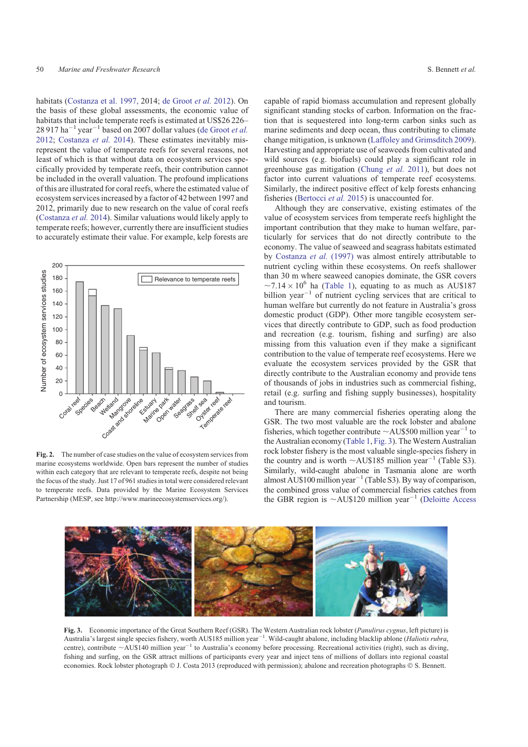habitats (Costanza et al. 1997, 2014; de Groot *et al.* 2012). On the basis of these global assessments, the economic value of habitats that include temperate reefs is estimated at US\$26 226–28 917 $ha^{-1}$ $year^{-1}$ based on 2007 dollar values (de Groot *et al.* 2012; Costanza *et al.* 2014). These estimates inevitably misrepresent the value of temperate reefs for several reasons, not least of which is that without data on ecosystem services specifically provided by temperate reefs, their contribution cannot be included in the overall valuation. The profound implications of this are illustrated for coral reefs, where the estimated value of ecosystem services increased by a factor of 42 between 1997 and 2012, primarily due to new research on the value of coral reefs (Costanza *et al.* 2014). Similar valuations would likely apply to temperate reefs; however, currently there are insufficient studies to accurately estimate their value. For example, kelp forests are capable of rapid biomass accumulation and represent globally significant standing stocks of carbon. Information on the fraction that is sequestered into long-term carbon sinks such as marine sediments and deep ocean, thus contributing to climate change mitigation, is unknown (Laffoley and Grimsditch 2009). Harvesting and appropriate use of seaweeds from cultivated and wild sources (e.g. biofuels) could play a significant role in greenhouse gas mitigation (Chung *et al.* 2011), but does not factor into current valuations of temperate reef ecosystems. Similarly, the indirect positive effect of kelp forests enhancing fisheries (Bertocci *et al.* 2015) is unaccounted for.

**Fig. 2.** The number of case studies on the value of ecosystem services from marine ecosystems worldwide. Open bars represent the number of studies within each category that are relevant to temperate reefs, despite not being the focus of the study. Just 17 of 961 studies in total were considered relevant to temperate reefs. Data provided by the Marine Ecosystem Services Partnership (MESP, see http://www.marineecosystemservices.org/).

Although they are conservative, existing estimates of the value of ecosystem services from temperate reefs highlight the important contribution that they make to human welfare, particularly for services that do not directly contribute to the economy. The value of seaweed and seagrass habitats estimated by Costanza *et al.* (1997) was almost entirely attributable to nutrient cycling within these ecosystems. On reefs shallower than 30 m where seaweed canopies dominate, the GSR covers ~$7.14 \times 10^6$ ha (Table 1), equating to as much as AU\$187 billion $year^{-1}$ of nutrient cycling services that are critical to human welfare but currently do not feature in Australia's gross domestic product (GDP). Other more tangible ecosystem services that directly contribute to GDP, such as food production and recreation (e.g. tourism, fishing and surfing) are also missing from this valuation even if they make a significant contribution to the value of temperate reef ecosystems. Here we evaluate the ecosystem services provided by the GSR that directly contribute to the Australian economy and provide tens of thousands of jobs in industries such as commercial fishing, retail (e.g. surfing and fishing supply businesses), hospitality and tourism.

There are many commercial fisheries operating along the GSR. The two most valuable are the rock lobster and abalone fisheries, which together contribute ~AU\$500 million $year^{-1}$ to the Australian economy (Table 1, Fig. 3). The Western Australian rock lobster fishery is the most valuable single-species fishery in the country and is worth ~AU\$185 million $year^{-1}$ (Table S3). Similarly, wild-caught abalone in Tasmania alone are worth almost AU\$100 million $year^{-1}$ (Table S3). By way of comparison, the combined gross value of commercial fisheries catches from the GBR region is ~AU\$120 million $year^{-1}$ (Deloitte Access

**Fig. 3.** Economic importance of the Great Southern Reef (GSR). The Western Australian rock lobster (*Panulirus cygnus*, left picture) is Australia's largest single species fishery, worth AU\$185 million $year^{-1}$. Wild-caught abalone, including blacklip ablone (*Haliotis rubra*, centre), contribute ~AU\$140 million $year^{-1}$ to Australia's economy before processing. Recreational activities (right), such as diving, fishing and surfing, on the GSR attract millions of participants every year and inject tens of millions of dollars into regional coastal economies. Rock lobster photograph © J. Costa 2013 (reproduced with permission); abalone and recreation photographs © S. Bennett.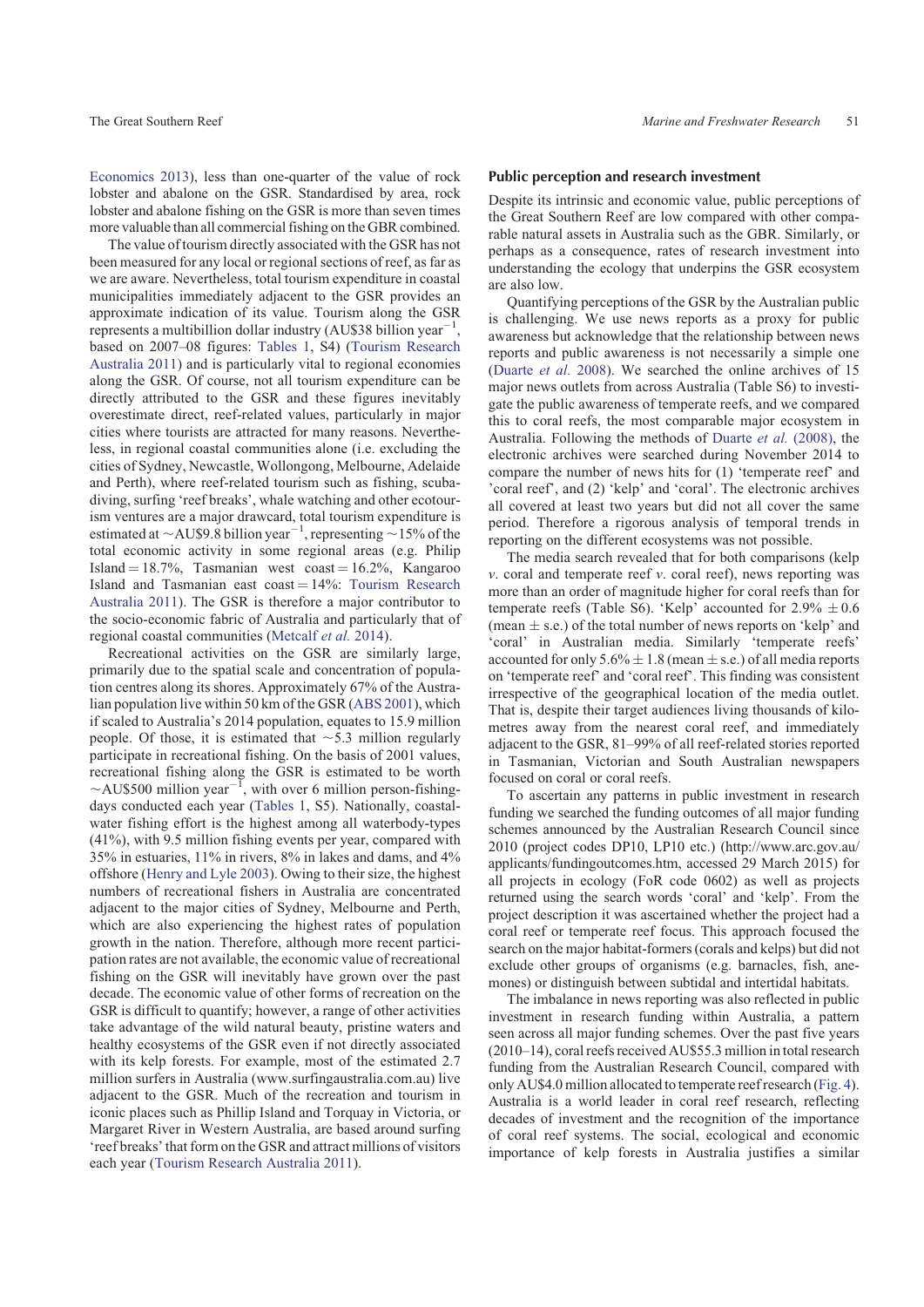Economics 2013), less than one-quarter of the value of rock lobster and abalone on the GSR. Standardised by area, rock lobster and abalone fishing on the GSR is more than seven times more valuable than all commercial fishing on the GBR combined.

The value of tourism directly associated with the GSR has not been measured for any local or regional sections of reef, as far as we are aware. Nevertheless, total tourism expenditure in coastal municipalities immediately adjacent to the GSR provides an approximate indication of its value. Tourism along the GSR represents a multibillion dollar industry (AU$38 billion year$^{-1}$, based on 2007–08 figures: Tables 1, S4) (Tourism Research Australia 2011) and is particularly vital to regional economies along the GSR. Of course, not all tourism expenditure can be directly attributed to the GSR and these figures inevitably overestimate direct, reef-related values, particularly in major cities where tourists are attracted for many reasons. Nevertheless, in regional coastal communities alone (i.e. excluding the cities of Sydney, Newcastle, Wollongong, Melbourne, Adelaide and Perth), where reef-related tourism such as fishing, scuba-diving, surfing 'reef breaks', whale watching and other ecotourism ventures are a major drawcard, total tourism expenditure is estimated at ~AU$9.8 billion year$^{-1}$, representing ~15% of the total economic activity in some regional areas (e.g. Philip Island = 18.7%, Tasmanian west coast = 16.2%, Kangaroo Island and Tasmanian east coast = 14%: Tourism Research Australia 2011). The GSR is therefore a major contributor to the socio-economic fabric of Australia and particularly that of regional coastal communities (Metcalf *et al.* 2014).

Recreational activities on the GSR are similarly large, primarily due to the spatial scale and concentration of population centres along its shores. Approximately 67% of the Australian population live within 50 km of the GSR (ABS 2001), which if scaled to Australia's 2014 population, equates to 15.9 million people. Of those, it is estimated that ~5.3 million regularly participate in recreational fishing. On the basis of 2001 values, recreational fishing along the GSR is estimated to be worth ~AU$500 million year$^{-1}$, with over 6 million person-fishing-days conducted each year (Tables 1, S5). Nationally, coastal-water fishing effort is the highest among all waterbody-types (41%), with 9.5 million fishing events per year, compared with 35% in estuaries, 11% in rivers, 8% in lakes and dams, and 4% offshore (Henry and Lyle 2003). Owing to their size, the highest numbers of recreational fishers in Australia are concentrated adjacent to the major cities of Sydney, Melbourne and Perth, which are also experiencing the highest rates of population growth in the nation. Therefore, although more recent participation rates are not available, the economic value of recreational fishing on the GSR will inevitably have grown over the past decade. The economic value of other forms of recreation on the GSR is difficult to quantify; however, a range of other activities take advantage of the wild natural beauty, pristine waters and healthy ecosystems of the GSR even if not directly associated with its kelp forests. For example, most of the estimated 2.7 million surfers in Australia (www.surfingaustralia.com.au) live adjacent to the GSR. Much of the recreation and tourism in iconic places such as Phillip Island and Torquay in Victoria, or Margaret River in Western Australia, are based around surfing 'reef breaks' that form on the GSR and attract millions of visitors each year (Tourism Research Australia 2011).

## Public perception and research investment

Despite its intrinsic and economic value, public perceptions of the Great Southern Reef are low compared with other comparable natural assets in Australia such as the GBR. Similarly, or perhaps as a consequence, rates of research investment into understanding the ecology that underpins the GSR ecosystem are also low.

Quantifying perceptions of the GSR by the Australian public is challenging. We use news reports as a proxy for public awareness but acknowledge that the relationship between news reports and public awareness is not necessarily a simple one (Duarte *et al.* 2008). We searched the online archives of 15 major news outlets from across Australia (Table S6) to investigate the public awareness of temperate reefs, and we compared this to coral reefs, the most comparable major ecosystem in Australia. Following the methods of Duarte *et al.* (2008), the electronic archives were searched during November 2014 to compare the number of news hits for (1) 'temperate reef' and 'coral reef', and (2) 'kelp' and 'coral'. The electronic archives all covered at least two years but did not all cover the same period. Therefore a rigorous analysis of temporal trends in reporting on the different ecosystems was not possible.

The media search revealed that for both comparisons (kelp *v.* coral and temperate reef *v.* coral reef), news reporting was more than an order of magnitude higher for coral reefs than for temperate reefs (Table S6). 'Kelp' accounted for 2.9% ± 0.6 (mean ± s.e.) of the total number of news reports on 'kelp' and 'coral' in Australian media. Similarly 'temperate reefs' accounted for only 5.6% ± 1.8 (mean ± s.e.) of all media reports on 'temperate reef' and 'coral reef'. This finding was consistent irrespective of the geographical location of the media outlet. That is, despite their target audiences living thousands of kilometres away from the nearest coral reef, and immediately adjacent to the GSR, 81–99% of all reef-related stories reported in Tasmanian, Victorian and South Australian newspapers focused on coral or coral reefs.

To ascertain any patterns in public investment in research funding we searched the funding outcomes of all major funding schemes announced by the Australian Research Council since 2010 (project codes DP10, LP10 etc.) (http://www.arc.gov.au/applicants/fundingoutcomes.htm, accessed 29 March 2015) for all projects in ecology (FoR code 0602) as well as projects returned using the search words 'coral' and 'kelp'. From the project description it was ascertained whether the project had a coral reef or temperate reef focus. This approach focused the search on the major habitat-formers (corals and kelps) but did not exclude other groups of organisms (e.g. barnacles, fish, anemones) or distinguish between subtidal and intertidal habitats.

The imbalance in news reporting was also reflected in public investment in research funding within Australia, a pattern seen across all major funding schemes. Over the past five years (2010–14), coral reefs received AU$55.3 million in total research funding from the Australian Research Council, compared with only AU$4.0 million allocated to temperate reef research (Fig. 4). Australia is a world leader in coral reef research, reflecting decades of investment and the recognition of the importance of coral reef systems. The social, ecological and economic importance of kelp forests in Australia justifies a similar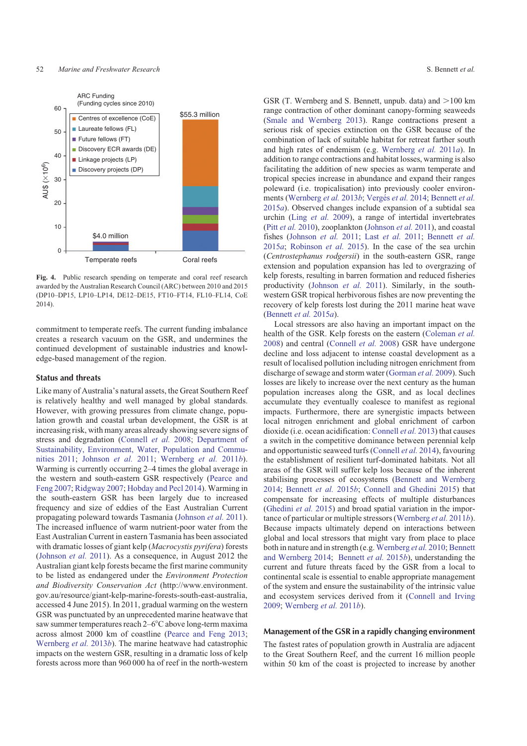Fig. 4. Public research spending on temperate and coral reef research awarded by the Australian Research Council (ARC) between 2010 and 2015 (DP10–DP15, LP10–LP14, DE12–DE15, FT10–FT14, FL10–FL14, CoE 2014).

commitment to temperate reefs. The current funding imbalance creates a research vacuum on the GSR, and undermines the continued development of sustainable industries and knowledge-based management of the region.

### Status and threats

Like many of Australia's natural assets, the Great Southern Reef is relatively healthy and well managed by global standards. However, with growing pressures from climate change, population growth and coastal urban development, the GSR is at increasing risk, with many areas already showing severe signs of stress and degradation (Connell *et al.* 2008; Department of Sustainability, Environment, Water, Population and Communities 2011; Johnson *et al.* 2011; Wernberg *et al.* 2011*b*). Warming is currently occurring 2–4 times the global average in the western and south-eastern GSR respectively (Pearce and Feng 2007; Ridgway 2007; Hobday and Pecl 2014). Warming in the south-eastern GSR has been largely due to increased frequency and size of eddies of the East Australian Current propagating poleward towards Tasmania (Johnson *et al.* 2011). The increased influence of warm nutrient-poor water from the East Australian Current in eastern Tasmania has been associated with dramatic losses of giant kelp (*Macrocystis pyrifera*) forests (Johnson *et al.* 2011). As a consequence, in August 2012 the Australian giant kelp forests became the first marine community to be listed as endangered under the *Environment Protection and Biodiversity Conservation Act* (http://www.environment.gov.au/resource/giant-kelp-marine-forests-south-east-australia, accessed 4 June 2015). In 2011, gradual warming on the western GSR was punctuated by an unprecedented marine heatwave that saw summer temperatures reach 2–6°C above long-term maxima across almost 2000 km of coastline (Pearce and Feng 2013; Wernberg *et al.* 2013*b*). The marine heatwave had catastrophic impacts on the western GSR, resulting in a dramatic loss of kelp forests across more than 960 000 ha of reef in the north-western GSR (T. Wernberg and S. Bennett, unpub. data) and >100 km range contraction of other dominant canopy-forming seaweeds (Smale and Wernberg 2013). Range contractions present a serious risk of species extinction on the GSR because of the combination of lack of suitable habitat for retreat farther south and high rates of endemism (e.g. Wernberg *et al.* 2011*a*). In addition to range contractions and habitat losses, warming is also facilitating the addition of new species as warm temperate and tropical species increase in abundance and expand their ranges poleward (i.e. tropicalisation) into previously cooler environments (Wernberg *et al.* 2013*b*; Vergés *et al.* 2014; Bennett *et al.* 2015*a*). Observed changes include expansion of a subtidal sea urchin (Ling *et al.* 2009), a range of intertidal invertebrates (Pitt *et al.* 2010), zooplankton (Johnson *et al.* 2011), and coastal fishes (Johnson *et al.* 2011; Last *et al.* 2011; Bennett *et al.* 2015*a*; Robinson *et al.* 2015). In the case of the sea urchin (*Centrostephanus rodgersii*) in the south-eastern GSR, range extension and population expansion has led to overgrazing of kelp forests, resulting in barren formation and reduced fisheries productivity (Johnson *et al.* 2011). Similarly, in the south-western GSR tropical herbivorous fishes are now preventing the recovery of kelp forests lost during the 2011 marine heat wave (Bennett *et al.* 2015*a*).

Local stressors are also having an important impact on the health of the GSR. Kelp forests on the eastern (Coleman *et al.* 2008) and central (Connell *et al.* 2008) GSR have undergone decline and loss adjacent to intense coastal development as a result of localised pollution including nitrogen enrichment from discharge of sewage and storm water (Gorman *et al.* 2009). Such losses are likely to increase over the next century as the human population increases along the GSR, and as local declines accumulate they eventually coalesce to manifest as regional impacts. Furthermore, there are synergistic impacts between local nitrogen enrichment and global enrichment of carbon dioxide (i.e. ocean acidification: Connell *et al.* 2013) that causes a switch in the competitive dominance between perennial kelp and opportunistic seaweed turfs (Connell *et al.* 2014), favouring the establishment of resilient turf-dominated habitats. Not all areas of the GSR will suffer kelp loss because of the inherent stabilising processes of ecosystems (Bennett and Wernberg 2014; Bennett *et al.* 2015*b*; Connell and Ghedini 2015) that compensate for increasing effects of multiple disturbances (Ghedini *et al.* 2015) and broad spatial variation in the importance of particular or multiple stressors (Wernberg *et al.* 2011*b*). Because impacts ultimately depend on interactions between global and local stressors that might vary from place to place both in nature and in strength (e.g. Wernberg *et al.* 2010; Bennett and Wernberg 2014; Bennett *et al.* 2015*b*), understanding the current and future threats faced by the GSR from a local to continental scale is essential to enable appropriate management of the system and ensure the sustainability of the intrinsic value and ecosystem services derived from it (Connell and Irving 2009; Wernberg *et al.* 2011*b*).

### Management of the GSR in a rapidly changing environment

The fastest rates of population growth in Australia are adjacent to the Great Southern Reef, and the current 16 million people within 50 km of the coast is projected to increase by another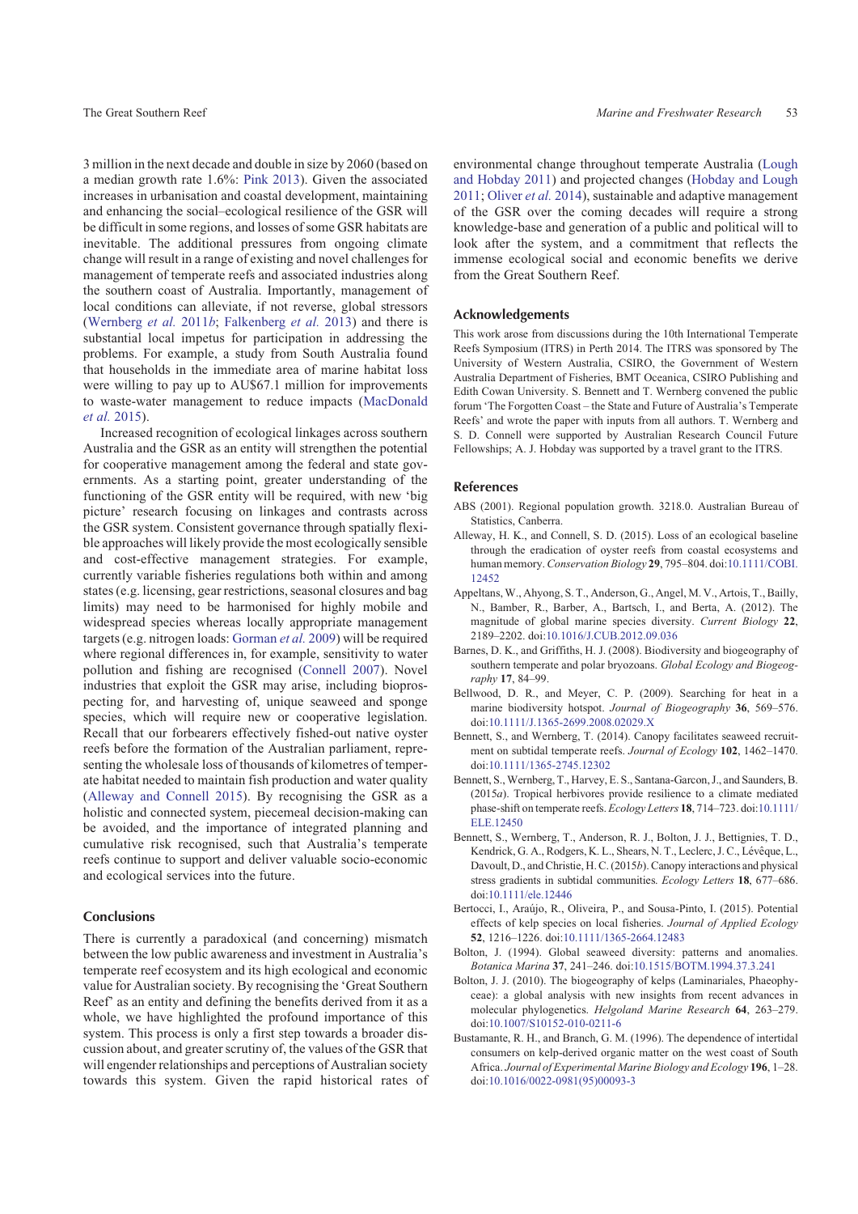3 million in the next decade and double in size by 2060 (based on a median growth rate 1.6%: Pink 2013). Given the associated increases in urbanisation and coastal development, maintaining and enhancing the social–ecological resilience of the GSR will be difficult in some regions, and losses of some GSR habitats are inevitable. The additional pressures from ongoing climate change will result in a range of existing and novel challenges for management of temperate reefs and associated industries along the southern coast of Australia. Importantly, management of local conditions can alleviate, if not reverse, global stressors (Wernberg *et al.* 2011*b*; Falkenberg *et al.* 2013) and there is substantial local impetus for participation in addressing the problems. For example, a study from South Australia found that households in the immediate area of marine habitat loss were willing to pay up to AU$67.1 million for improvements to waste-water management to reduce impacts (MacDonald *et al.* 2015).

Increased recognition of ecological linkages across southern Australia and the GSR as an entity will strengthen the potential for cooperative management among the federal and state governments. As a starting point, greater understanding of the functioning of the GSR entity will be required, with new 'big picture' research focusing on linkages and contrasts across the GSR system. Consistent governance through spatially flexible approaches will likely provide the most ecologically sensible and cost-effective management strategies. For example, currently variable fisheries regulations both within and among states (e.g. licensing, gear restrictions, seasonal closures and bag limits) may need to be harmonised for highly mobile and widespread species whereas locally appropriate management targets (e.g. nitrogen loads: Gorman *et al.* 2009) will be required where regional differences in, for example, sensitivity to water pollution and fishing are recognised (Connell 2007). Novel industries that exploit the GSR may arise, including bioprospecting for, and harvesting of, unique seaweed and sponge species, which will require new or cooperative legislation. Recall that our forbearers effectively fished-out native oyster reefs before the formation of the Australian parliament, representing the wholesale loss of thousands of kilometres of temperate habitat needed to maintain fish production and water quality (Alleway and Connell 2015). By recognising the GSR as a holistic and connected system, piecemeal decision-making can be avoided, and the importance of integrated planning and cumulative risk recognised, such that Australia's temperate reefs continue to support and deliver valuable socio-economic and ecological services into the future.

## Conclusions

There is currently a paradoxical (and concerning) mismatch between the low public awareness and investment in Australia's temperate reef ecosystem and its high ecological and economic value for Australian society. By recognising the 'Great Southern Reef' as an entity and defining the benefits derived from it as a whole, we have highlighted the profound importance of this system. This process is only a first step towards a broader discussion about, and greater scrutiny of, the values of the GSR that will engender relationships and perceptions of Australian society towards this system. Given the rapid historical rates of environmental change throughout temperate Australia (Lough and Hobday 2011) and projected changes (Hobday and Lough 2011; Oliver *et al.* 2014), sustainable and adaptive management of the GSR over the coming decades will require a strong knowledge-base and generation of a public and political will to look after the system, and a commitment that reflects the immense ecological social and economic benefits we derive from the Great Southern Reef.

## Acknowledgements

This work arose from discussions during the 10th International Temperate Reefs Symposium (ITRS) in Perth 2014. The ITRS was sponsored by The University of Western Australia, CSIRO, the Government of Western Australia Department of Fisheries, BMT Oceanica, CSIRO Publishing and Edith Cowan University. S. Bennett and T. Wernberg convened the public forum 'The Forgotten Coast – the State and Future of Australia's Temperate Reefs' and wrote the paper with inputs from all authors. T. Wernberg and S. D. Connell were supported by Australian Research Council Future Fellowships; A. J. Hobday was supported by a travel grant to the ITRS.

## References

ABS (2001). Regional population growth. 3218.0. Australian Bureau of Statistics, Canberra.

Alleway, H. K., and Connell, S. D. (2015). Loss of an ecological baseline through the eradication of oyster reefs from coastal ecosystems and human memory. *Conservation Biology* **29**, 795–804. doi:10.1111/COBI.12452

Appeltans, W., Ahyong, S. T., Anderson, G., Angel, M. V., Artois, T., Bailly, N., Bamber, R., Barber, A., Bartsch, I., and Berta, A. (2012). The magnitude of global marine species diversity. *Current Biology* **22**, 2189–2202. doi:10.1016/J.CUB.2012.09.036

Barnes, D. K., and Griffiths, H. J. (2008). Biodiversity and biogeography of southern temperate and polar bryozoans. *Global Ecology and Biogeography* **17**, 84–99.

Bellwood, D. R., and Meyer, C. P. (2009). Searching for heat in a marine biodiversity hotspot. *Journal of Biogeography* **36**, 569–576. doi:10.1111/J.1365-2699.2008.02029.X

Bennett, S., and Wernberg, T. (2014). Canopy facilitates seaweed recruitment on subtidal temperate reefs. *Journal of Ecology* **102**, 1462–1470. doi:10.1111/1365-2745.12302

Bennett, S., Wernberg, T., Harvey, E. S., Santana-Garcon, J., and Saunders, B. (2015*a*). Tropical herbivores provide resilience to a climate mediated phase-shift on temperate reefs. *Ecology Letters* **18**, 714–723. doi:10.1111/ELE.12450

Bennett, S., Wernberg, T., Anderson, R. J., Bolton, J. J., Bettignies, T. D., Kendrick, G. A., Rodgers, K. L., Shears, N. T., Leclerc, J. C., Lévêque, L., Davoult, D., and Christie, H. C. (2015*b*). Canopy interactions and physical stress gradients in subtidal communities. *Ecology Letters* **18**, 677–686. doi:10.1111/ele.12446

Bertocci, I., Araújo, R., Oliveira, P., and Sousa-Pinto, I. (2015). Potential effects of kelp species on local fisheries. *Journal of Applied Ecology* **52**, 1216–1226. doi:10.1111/1365-2664.12483

Bolton, J. (1994). Global seaweed diversity: patterns and anomalies. *Botanica Marina* **37**, 241–246. doi:10.1515/BOTM.1994.37.3.241

Bolton, J. J. (2010). The biogeography of kelps (Laminariales, Phaeophyceae): a global analysis with new insights from recent advances in molecular phylogenetics. *Helgoland Marine Research* **64**, 263–279. doi:10.1007/S10152-010-0211-6

Bustamante, R. H., and Branch, G. M. (1996). The dependence of intertidal consumers on kelp-derived organic matter on the west coast of South Africa. *Journal of Experimental Marine Biology and Ecology* **196**, 1–28. doi:10.1016/0022-0981(95)00093-3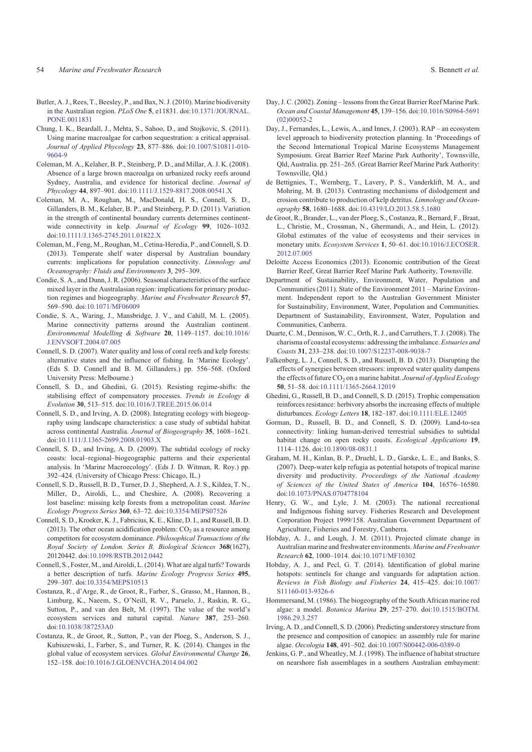Butler, A. J., Rees, T., Beesley, P., and Bax, N. J. (2010). Marine biodiversity in the Australian region. *PLoS One* **5**, e11831. doi:10.1371/JOURNAL.PONE.0011831

Chung, I. K., Beardall, J., Mehta, S., Sahoo, D., and Stojkovic, S. (2011). Using marine macroalgae for carbon sequestration: a critical appraisal. *Journal of Applied Phycology* **23**, 877–886. doi:10.1007/S10811-010-9604-9

Coleman, M. A., Kelaher, B. P., Steinberg, P. D., and Millar, A. J. K. (2008). Absence of a large brown macroalga on urbanized rocky reefs around Sydney, Australia, and evidence for historical decline. *Journal of Phycology* **44**, 897–901. doi:10.1111/J.1529-8817.2008.00541.X

Coleman, M. A., Roughan, M., MacDonald, H. S., Connell, S. D., Gillanders, B. M., Kelaher, B. P., and Steinberg, P. D. (2011). Variation in the strength of continental boundary currents determines continent-wide connectivity in kelp. *Journal of Ecology* **99**, 1026–1032. doi:10.1111/J.1365-2745.2011.01822.X

Coleman, M., Feng, M., Roughan, M., Cetina-Heredia, P., and Connell, S. D. (2013). Temperate shelf water dispersal by Australian boundary currents: implications for population connectivity. *Limnology and Oceanography: Fluids and Environments* **3**, 295–309.

Condie, S. A., and Dunn, J. R. (2006). Seasonal characteristics of the surface mixed layer in the Australasian region: implications for primary production regimes and biogeography. *Marine and Freshwater Research* **57**, 569–590. doi:10.1071/MF06009

Condie, S. A., Waring, J., Mansbridge, J. V., and Cahill, M. L. (2005). Marine connectivity patterns around the Australian continent. *Environmental Modelling & Software* **20**, 1149–1157. doi:10.1016/J.ENVSOFT.2004.07.005

Connell, S. D. (2007). Water quality and loss of coral reefs and kelp forests: alternative states and the influence of fishing. In 'Marine Ecology'. (Eds S. D. Connell and B. M. Gillanders.) pp. 556–568. (Oxford University Press: Melbourne.)

Connell, S. D., and Ghedini, G. (2015). Resisting regime-shifts: the stabilising effect of compensatory processes. *Trends in Ecology & Evolution* **30**, 513–515. doi:10.1016/J.TREE.2015.06.014

Connell, S. D., and Irving, A. D. (2008). Integrating ecology with biogeography using landscape characteristics: a case study of subtidal habitat across continental Australia. *Journal of Biogeography* **35**, 1608–1621. doi:10.1111/J.1365-2699.2008.01903.X

Connell, S. D., and Irving, A. D. (2009). The subtidal ecology of rocky coasts: local–regional–biogeographic patterns and their experiential analysis. In 'Marine Macroecology'. (Eds J. D. Witman, R. Roy.) pp. 392–424. (University of Chicago Press: Chicago, IL.)

Connell, S. D., Russell, B. D., Turner, D. J., Shepherd, A. J. S., Kildea, T. N., Miller, D., Airoldi, L., and Cheshire, A. (2008). Recovering a lost baseline: missing kelp forests from a metropolitan coast. *Marine Ecology Progress Series* **360**, 63–72. doi:10.3354/MEPS07526

Connell, S. D., Kroeker, K. J., Fabricius, K. E., Kline, D. I., and Russell, B. D. (2013). The other ocean acidification problem: $CO_2$ as a resource among competitors for ecosystem dominance. *Philosophical Transactions of the Royal Society of London. Series B, Biological Sciences* **368**(1627), 20120442. doi:10.1098/RSTB.2012.0442

Connell, S. D., Foster, M., and Airoldi, L. (2014). What are algal turfs? Towards a better description of turfs. *Marine Ecology Progress Series* **495**, 299–307. doi:10.3354/MEPS10513

Costanza, R., d'Arge, R., de Groot, R., Farber, S., Grasso, M., Hannon, B., Limburg, K., Naeem, S., O'Neill, R. V., Paruelo, J., Raskin, R. G., Sutton, P., and van den Belt, M. (1997). The value of the world's ecosystem services and natural capital. *Nature* **387**, 253–260. doi:10.1038/387253A0

Costanza, R., de Groot, R., Sutton, P., van der Ploeg, S., Anderson, S. J., Kubiszewski, I., Farber, S., and Turner, R. K. (2014). Changes in the global value of ecosystem services. *Global Environmental Change* **26**, 152–158. doi:10.1016/J.GLOENVCHA.2014.04.002

Day, J. C. (2002). Zoning – lessons from the Great Barrier Reef Marine Park. *Ocean and Coastal Management* **45**, 139–156. doi:10.1016/S0964-5691(02)00052-2

Day, J., Fernandes, L., Lewis, A., and Innes, J. (2003). RAP – an ecosystem level approach to biodiversity protection planning. In 'Proceedings of the Second International Tropical Marine Ecosystems Management Symposium. Great Barrier Reef Marine Park Authority', Townsville, Qld, Australia. pp. 251–265. (Great Barrier Reef Marine Park Authority: Townsville, Qld.)

de Bettignies, T., Wernberg, T., Lavery, P. S., Vanderklift, M. A., and Mohring, M. B. (2013). Contrasting mechanisms of dislodgement and erosion contribute to production of kelp detritus. *Limnology and Oceanography* **58**, 1680–1688. doi:10.4319/LO.2013.58.5.1680

de Groot, R., Brander, L., van der Ploeg, S., Costanza, R., Bernard, F., Braat, L., Christie, M., Crossman, N., Ghermandi, A., and Hein, L. (2012). Global estimates of the value of ecosystems and their services in monetary units. *Ecosystem Services* **1**, 50–61. doi:10.1016/J.ECOSER.2012.07.005

Deloitte Access Economics (2013). Economic contribution of the Great Barrier Reef, Great Barrier Reef Marine Park Authority, Townsville.

Department of Sustainability, Environment, Water, Population and Communities (2011). State of the Environment 2011 – Marine Environment. Independent report to the Australian Government Minister for Sustainability, Environment, Water, Population and Communities. Department of Sustainability, Environment, Water, Population and Communities, Canberra.

Duarte, C. M., Dennison, W. C., Orth, R. J., and Carruthers, T. J. (2008). The charisma of coastal ecosystems: addressing the imbalance. *Estuaries and Coasts* **31**, 233–238. doi:10.1007/S12237-008-9038-7

Falkenberg, L. J., Connell, S. D., and Russell, B. D. (2013). Disrupting the effects of synergies between stressors: improved water quality dampens the effects of future $CO_2$ on a marine habitat. *Journal of Applied Ecology* **50**, 51–58. doi:10.1111/1365-2664.12019

Ghedini, G., Russell, B. D., and Connell, S. D. (2015). Trophic compensation reinforces resistance: herbivory absorbs the increasing effects of multiple disturbances. *Ecology Letters* **18**, 182–187. doi:10.1111/ELE.12405

Gorman, D., Russell, B. D., and Connell, S. D. (2009). Land-to-sea connectivity: linking human-derived terrestrial subsidies to subtidal habitat change on open rocky coasts. *Ecological Applications* **19**, 1114–1126. doi:10.1890/08-0831.1

Graham, M. H., Kinlan, B. P., Druehl, L. D., Garske, L. E., and Banks, S. (2007). Deep-water kelp refugia as potential hotspots of tropical marine diversity and productivity. *Proceedings of the National Academy of Sciences of the United States of America* **104**, 16576–16580. doi:10.1073/PNAS.0704778104

Henry, G. W., and Lyle, J. M. (2003). The national recreational and Indigenous fishing survey. Fisheries Research and Development Corporation Project 1999/158. Australian Government Department of Agriculture, Fisheries and Forestry, Canberra.

Hobday, A. J., and Lough, J. M. (2011). Projected climate change in Australian marine and freshwater environments. *Marine and Freshwater Research* **62**, 1000–1014. doi:10.1071/MF10302

Hobday, A. J., and Pecl, G. T. (2014). Identification of global marine hotspots: sentinels for change and vanguards for adaptation action. *Reviews in Fish Biology and Fisheries* **24**, 415–425. doi:10.1007/S11160-013-9326-6

Hommersand, M. (1986). The biogeography of the South African marine red algae: a model. *Botanica Marina* **29**, 257–270. doi:10.1515/BOTM.1986.29.3.257

Irving, A. D., and Connell, S. D. (2006). Predicting understorey structure from the presence and composition of canopies: an assembly rule for marine algae. *Oecologia* **148**, 491–502. doi:10.1007/S00442-006-0389-0

Jenkins, G. P., and Wheatley, M. J. (1998). The influence of habitat structure on nearshore fish assemblages in a southern Australian embayment: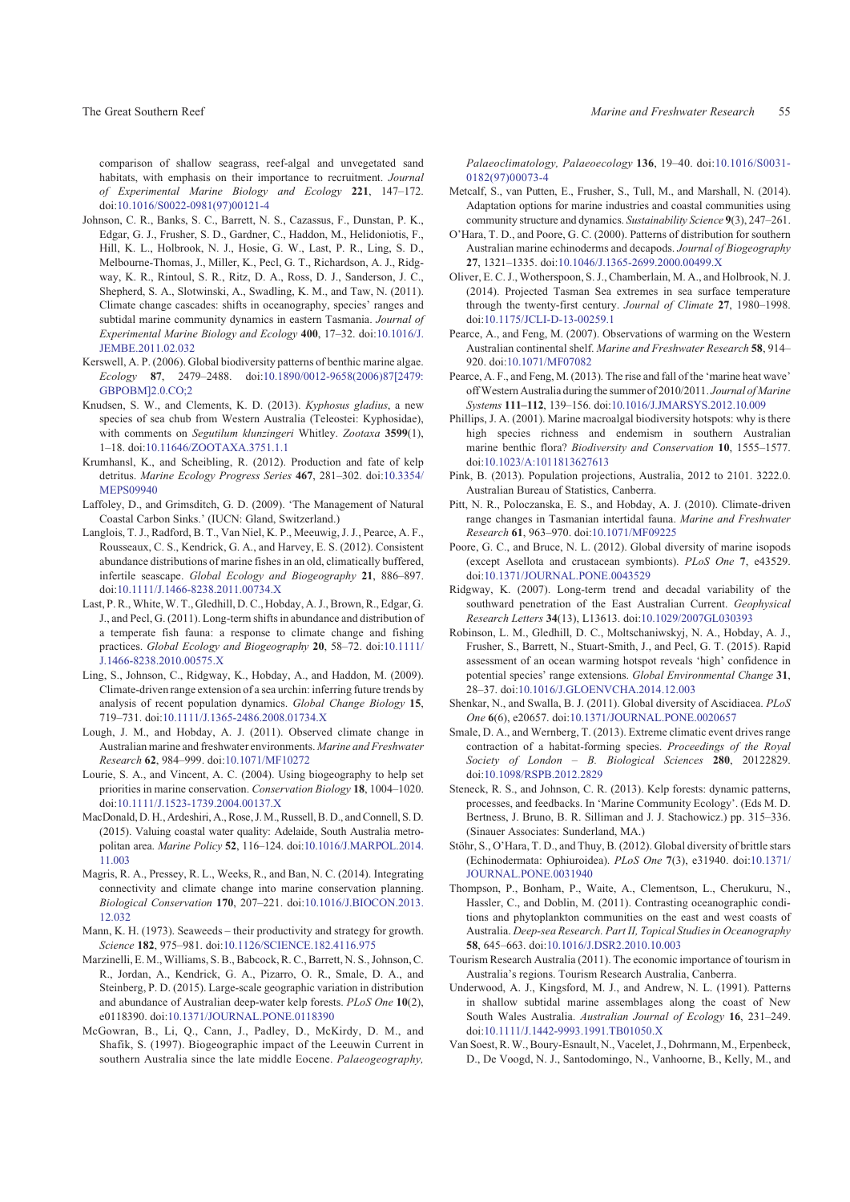comparison of shallow seagrass, reef-algal and unvegetated sand habitats, with emphasis on their importance to recruitment. *Journal of Experimental Marine Biology and Ecology* **221**, 147–172. doi:10.1016/S0022-0981(97)00121-4

Johnson, C. R., Banks, S. C., Barrett, N. S., Cazassus, F., Dunstan, P. K., Edgar, G. J., Frusher, S. D., Gardner, C., Haddon, M., Helidoniotis, F., Hill, K. L., Holbrook, N. J., Hosie, G. W., Last, P. R., Ling, S. D., Melbourne-Thomas, J., Miller, K., Pecl, G. T., Richardson, A. J., Ridgway, K. R., Rintoul, S. R., Ritz, D. A., Ross, D. J., Sanderson, J. C., Shepherd, S. A., Slotwinski, A., Swadling, K. M., and Taw, N. (2011). Climate change cascades: shifts in oceanography, species' ranges and subtidal marine community dynamics in eastern Tasmania. *Journal of Experimental Marine Biology and Ecology* **400**, 17–32. doi:10.1016/J.JEMBE.2011.02.032

Kerswell, A. P. (2006). Global biodiversity patterns of benthic marine algae. *Ecology* **87**, 2479–2488. doi:10.1890/0012-9658(2006)87[2479:GBPOBM]2.0.CO;2

Knudsen, S. W., and Clements, K. D. (2013). *Kyphosus gladius*, a new species of sea chub from Western Australia (Teleostei: Kyphosidae), with comments on *Segutilum klunzingeri* Whitley. *Zootaxa* **3599**(1), 1–18. doi:10.11646/ZOOTAXA.3751.1.1

Krumhansl, K., and Scheibling, R. (2012). Production and fate of kelp detritus. *Marine Ecology Progress Series* **467**, 281–302. doi:10.3354/MEPS09940

Laffoley, D., and Grimsditch, G. D. (2009). 'The Management of Natural Coastal Carbon Sinks.' (IUCN: Gland, Switzerland.)

Langlois, T. J., Radford, B. T., Van Niel, K. P., Meeuwig, J. J., Pearce, A. F., Rousseaux, C. S., Kendrick, G. A., and Harvey, E. S. (2012). Consistent abundance distributions of marine fishes in an old, climatically buffered, infertile seascape. *Global Ecology and Biogeography* **21**, 886–897. doi:10.1111/J.1466-8238.2011.00734.X

Last, P. R., White, W. T., Gledhill, D. C., Hobday, A. J., Brown, R., Edgar, G. J., and Pecl, G. (2011). Long-term shifts in abundance and distribution of a temperate fish fauna: a response to climate change and fishing practices. *Global Ecology and Biogeography* **20**, 58–72. doi:10.1111/J.1466-8238.2010.00575.X

Ling, S., Johnson, C., Ridgway, K., Hobday, A., and Haddon, M. (2009). Climate-driven range extension of a sea urchin: inferring future trends by analysis of recent population dynamics. *Global Change Biology* **15**, 719–731. doi:10.1111/J.1365-2486.2008.01734.X

Lough, J. M., and Hobday, A. J. (2011). Observed climate change in Australian marine and freshwater environments. *Marine and Freshwater Research* **62**, 984–999. doi:10.1071/MF10272

Lourie, S. A., and Vincent, A. C. (2004). Using biogeography to help set priorities in marine conservation. *Conservation Biology* **18**, 1004–1020. doi:10.1111/J.1523-1739.2004.00137.X

MacDonald, D. H., Ardeshiri, A., Rose, J. M., Russell, B. D., and Connell, S. D. (2015). Valuing coastal water quality: Adelaide, South Australia metropolitan area. *Marine Policy* **52**, 116–124. doi:10.1016/J.MARPOL.2014.11.003

Magris, R. A., Pressey, R. L., Weeks, R., and Ban, N. C. (2014). Integrating connectivity and climate change into marine conservation planning. *Biological Conservation* **170**, 207–221. doi:10.1016/J.BIOCON.2013.12.032

Mann, K. H. (1973). Seaweeds – their productivity and strategy for growth. *Science* **182**, 975–981. doi:10.1126/SCIENCE.182.4116.975

Marzinelli, E. M., Williams, S. B., Babcock, R. C., Barrett, N. S., Johnson, C. R., Jordan, A., Kendrick, G. A., Pizarro, O. R., Smale, D. A., and Steinberg, P. D. (2015). Large-scale geographic variation in distribution and abundance of Australian deep-water kelp forests. *PLoS One* **10**(2), e0118390. doi:10.1371/JOURNAL.PONE.0118390

McGowran, B., Li, Q., Cann, J., Padley, D., McKirdy, D. M., and Shafik, S. (1997). Biogeographic impact of the Leeuwin Current in southern Australia since the late middle Eocene. *Palaeogeography, Palaeoclimatology, Palaeoecology* **136**, 19–40. doi:10.1016/S0031-0182(97)00073-4

Metcalf, S., van Putten, E., Frusher, S., Tull, M., and Marshall, N. (2014). Adaptation options for marine industries and coastal communities using community structure and dynamics. *Sustainability Science* **9**(3), 247–261.

O'Hara, T. D., and Poore, G. C. (2000). Patterns of distribution for southern Australian marine echinoderms and decapods. *Journal of Biogeography* **27**, 1321–1335. doi:10.1046/J.1365-2699.2000.00499.X

Oliver, E. C. J., Wotherspoon, S. J., Chamberlain, M. A., and Holbrook, N. J. (2014). Projected Tasman Sea extremes in sea surface temperature through the twenty-first century. *Journal of Climate* **27**, 1980–1998. doi:10.1175/JCLI-D-13-00259.1

Pearce, A., and Feng, M. (2007). Observations of warming on the Western Australian continental shelf. *Marine and Freshwater Research* **58**, 914–920. doi:10.1071/MF07082

Pearce, A. F., and Feng, M. (2013). The rise and fall of the 'marine heat wave' off Western Australia during the summer of 2010/2011. *Journal of Marine Systems* **111–112**, 139–156. doi:10.1016/J.JMARSYS.2012.10.009

Phillips, J. A. (2001). Marine macroalgal biodiversity hotspots: why is there high species richness and endemism in southern Australian marine benthic flora? *Biodiversity and Conservation* **10**, 1555–1577. doi:10.1023/A:1011813627613

Pink, B. (2013). Population projections, Australia, 2012 to 2101. 3222.0. Australian Bureau of Statistics, Canberra.

Pitt, N. R., Poloczanska, E. S., and Hobday, A. J. (2010). Climate-driven range changes in Tasmanian intertidal fauna. *Marine and Freshwater Research* **61**, 963–970. doi:10.1071/MF09225

Poore, G. C., and Bruce, N. L. (2012). Global diversity of marine isopods (except Asellota and crustacean symbionts). *PLoS One* **7**, e43529. doi:10.1371/JOURNAL.PONE.0043529

Ridgway, K. (2007). Long-term trend and decadal variability of the southward penetration of the East Australian Current. *Geophysical Research Letters* **34**(13), L13613. doi:10.1029/2007GL030393

Robinson, L. M., Gledhill, D. C., Moltschaniwskyj, N. A., Hobday, A. J., Frusher, S., Barrett, N., Stuart-Smith, J., and Pecl, G. T. (2015). Rapid assessment of an ocean warming hotspot reveals 'high' confidence in potential species' range extensions. *Global Environmental Change* **31**, 28–37. doi:10.1016/J.GLOENVCHA.2014.12.003

Shenkar, N., and Swalla, B. J. (2011). Global diversity of Ascidiacea. *PLoS One* **6**(6), e20657. doi:10.1371/JOURNAL.PONE.0020657

Smale, D. A., and Wernberg, T. (2013). Extreme climatic event drives range contraction of a habitat-forming species. *Proceedings of the Royal Society of London – B. Biological Sciences* **280**, 20122829. doi:10.1098/RSPB.2012.2829

Steneck, R. S., and Johnson, C. R. (2013). Kelp forests: dynamic patterns, processes, and feedbacks. In 'Marine Community Ecology'. (Eds M. D. Bertness, J. Bruno, B. R. Silliman and J. J. Stachowicz.) pp. 315–336. (Sinauer Associates: Sunderland, MA.)

Stöhr, S., O'Hara, T. D., and Thuy, B. (2012). Global diversity of brittle stars (Echinodermata: Ophiuroidea). *PLoS One* **7**(3), e31940. doi:10.1371/JOURNAL.PONE.0031940

Thompson, P., Bonham, P., Waite, A., Clementson, L., Cherukuru, N., Hassler, C., and Doblin, M. (2011). Contrasting oceanographic conditions and phytoplankton communities on the east and west coasts of Australia. *Deep-sea Research. Part II, Topical Studies in Oceanography* **58**, 645–663. doi:10.1016/J.DSR2.2010.10.003

Tourism Research Australia (2011). The economic importance of tourism in Australia's regions. Tourism Research Australia, Canberra.

Underwood, A. J., Kingsford, M. J., and Andrew, N. L. (1991). Patterns in shallow subtidal marine assemblages along the coast of New South Wales Australia. *Australian Journal of Ecology* **16**, 231–249. doi:10.1111/J.1442-9993.1991.TB01050.X

Van Soest, R. W., Boury-Esnault, N., Vacelet, J., Dohrmann, M., Erpenbeck, D., De Voogd, N. J., Santodomingo, N., Vanhoorne, B., Kelly, M., and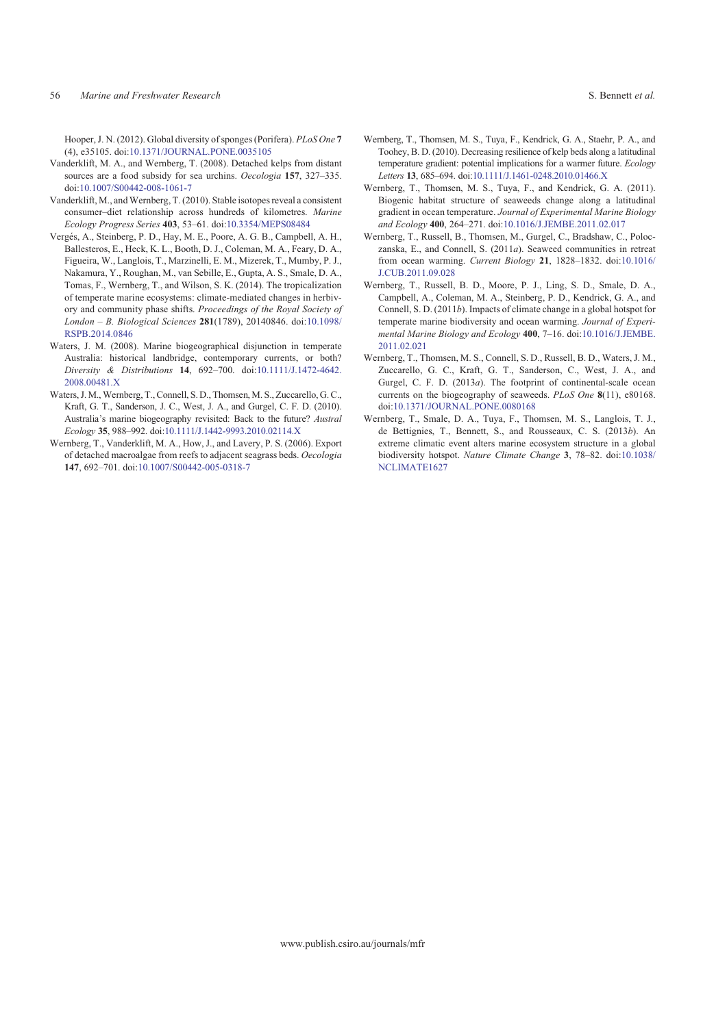Hooper, J. N. (2012). Global diversity of sponges (Porifera). *PLoS One* **7** (4), e35105. doi:10.1371/JOURNAL.PONE.0035105

Vanderklift, M. A., and Wernberg, T. (2008). Detached kelps from distant sources are a food subsidy for sea urchins. *Oecologia* **157**, 327–335. doi:10.1007/S00442-008-1061-7

Vanderklift, M., and Wernberg, T. (2010). Stable isotopes reveal a consistent consumer–diet relationship across hundreds of kilometres. *Marine Ecology Progress Series* **403**, 53–61. doi:10.3354/MEPS08484

Vergés, A., Steinberg, P. D., Hay, M. E., Poore, A. G. B., Campbell, A. H., Ballesteros, E., Heck, K. L., Booth, D. J., Coleman, M. A., Feary, D. A., Figueira, W., Langlois, T., Marzinelli, E. M., Mizerek, T., Mumby, P. J., Nakamura, Y., Roughan, M., van Sebille, E., Gupta, A. S., Smale, D. A., Tomas, F., Wernberg, T., and Wilson, S. K. (2014). The tropicalization of temperate marine ecosystems: climate-mediated changes in herbivory and community phase shifts. *Proceedings of the Royal Society of London – B. Biological Sciences* **281**(1789), 20140846. doi:10.1098/RSPB.2014.0846

Waters, J. M. (2008). Marine biogeographical disjunction in temperate Australia: historical landbridge, contemporary currents, or both? *Diversity & Distributions* **14**, 692–700. doi:10.1111/J.1472-4642.2008.00481.X

Waters, J. M., Wernberg, T., Connell, S. D., Thomsen, M. S., Zuccarello, G. C., Kraft, G. T., Sanderson, J. C., West, J. A., and Gurgel, C. F. D. (2010). Australia's marine biogeography revisited: Back to the future? *Austral Ecology* **35**, 988–992. doi:10.1111/J.1442-9993.2010.02114.X

Wernberg, T., Vanderklift, M. A., How, J., and Lavery, P. S. (2006). Export of detached macroalgae from reefs to adjacent seagrass beds. *Oecologia* **147**, 692–701. doi:10.1007/S00442-005-0318-7

Wernberg, T., Thomsen, M. S., Tuya, F., Kendrick, G. A., Staehr, P. A., and Toohey, B. D. (2010). Decreasing resilience of kelp beds along a latitudinal temperature gradient: potential implications for a warmer future. *Ecology Letters* **13**, 685–694. doi:10.1111/J.1461-0248.2010.01466.X

Wernberg, T., Thomsen, M. S., Tuya, F., and Kendrick, G. A. (2011). Biogenic habitat structure of seaweeds change along a latitudinal gradient in ocean temperature. *Journal of Experimental Marine Biology and Ecology* **400**, 264–271. doi:10.1016/J.JEMBE.2011.02.017

Wernberg, T., Russell, B., Thomsen, M., Gurgel, C., Bradshaw, C., Poloczanska, E., and Connell, S. (2011*a*). Seaweed communities in retreat from ocean warming. *Current Biology* **21**, 1828–1832. doi:10.1016/J.CUB.2011.09.028

Wernberg, T., Russell, B. D., Moore, P. J., Ling, S. D., Smale, D. A., Campbell, A., Coleman, M. A., Steinberg, P. D., Kendrick, G. A., and Connell, S. D. (2011*b*). Impacts of climate change in a global hotspot for temperate marine biodiversity and ocean warming. *Journal of Experimental Marine Biology and Ecology* **400**, 7–16. doi:10.1016/J.JEMBE.2011.02.021

Wernberg, T., Thomsen, M. S., Connell, S. D., Russell, B. D., Waters, J. M., Zuccarello, G. C., Kraft, G. T., Sanderson, C., West, J. A., and Gurgel, C. F. D. (2013*a*). The footprint of continental-scale ocean currents on the biogeography of seaweeds. *PLoS One* **8**(11), e80168. doi:10.1371/JOURNAL.PONE.0080168

Wernberg, T., Smale, D. A., Tuya, F., Thomsen, M. S., Langlois, T. J., de Bettignies, T., Bennett, S., and Rousseaux, C. S. (2013*b*). An extreme climatic event alters marine ecosystem structure in a global biodiversity hotspot. *Nature Climate Change* **3**, 78–82. doi:10.1038/NCLIMATE1627